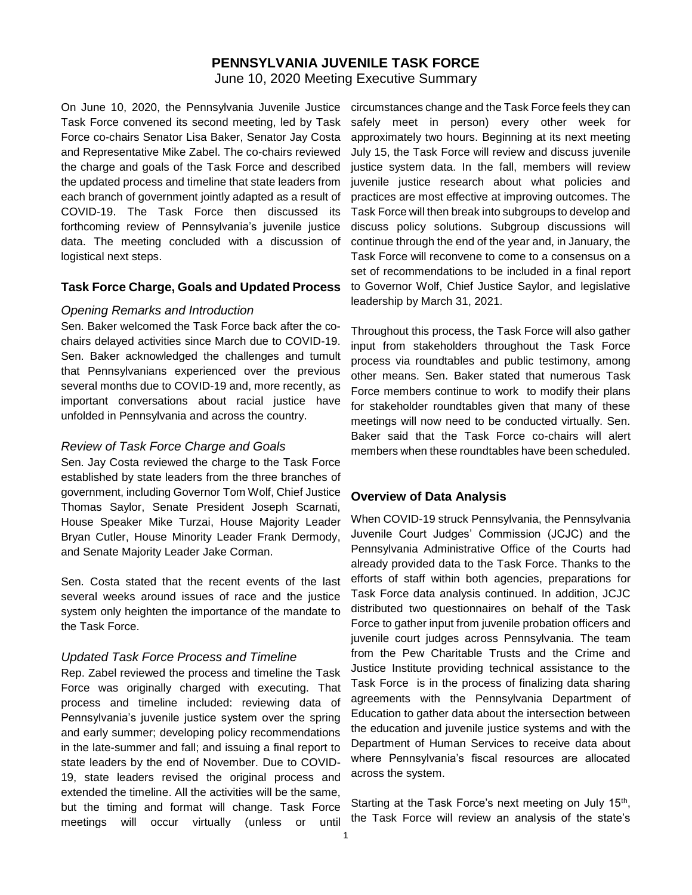# PENNSYLVANIA JUVENILE TASK FORCE

June 10, 2020 Meeting Executive Summary

On June 10, 2020, the Pennsylvania Juvenile Justice Task Force convened its second meeting, led by Task Force co-chairs Senator Lisa Baker, Senator Jay Costa and Representative Mike Zabel. The co-chairs reviewed the charge and goals of the Task Force and described the updated process and timeline that state leaders from each branch of government jointly adapted as a result of COVID-19. The Task Force then discussed its forthcoming review of Pennsylvania's juvenile justice data. The meeting concluded with a discussion of logistical next steps.

## Task Force Charge, Goals and Updated Process

### *Opening Remarks and Introduction*

Sen. Baker welcomed the Task Force back after the co-chairs delayed activities since March due to COVID-19. Sen. Baker acknowledged the challenges and tumult that Pennsylvanians experienced over the previous several months due to COVID-19 and, more recently, as important conversations about racial justice have unfolded in Pennsylvania and across the country.

### *Review of Task Force Charge and Goals*

Sen. Jay Costa reviewed the charge to the Task Force established by state leaders from the three branches of government, including Governor Tom Wolf, Chief Justice Thomas Saylor, Senate President Joseph Scarnati, House Speaker Mike Turzai, House Majority Leader Bryan Cutler, House Minority Leader Frank Dermody, and Senate Majority Leader Jake Corman.

Sen. Costa stated that the recent events of the last several weeks around issues of race and the justice system only heighten the importance of the mandate to the Task Force.

### *Updated Task Force Process and Timeline*

Rep. Zabel reviewed the process and timeline the Task Force was originally charged with executing. That process and timeline included: reviewing data of Pennsylvania's juvenile justice system over the spring and early summer; developing policy recommendations in the late-summer and fall; and issuing a final report to state leaders by the end of November. Due to COVID-19, state leaders revised the original process and extended the timeline. All the activities will be the same, but the timing and format will change. Task Force meetings will occur virtually (unless or until circumstances change and the Task Force feels they can safely meet in person) every other week for approximately two hours. Beginning at its next meeting July 15, the Task Force will review and discuss juvenile justice system data. In the fall, members will review juvenile justice research about what policies and practices are most effective at improving outcomes. The Task Force will then break into subgroups to develop and discuss policy solutions. Subgroup discussions will continue through the end of the year and, in January, the Task Force will reconvene to come to a consensus on a set of recommendations to be included in a final report to Governor Wolf, Chief Justice Saylor, and legislative leadership by March 31, 2021.

Throughout this process, the Task Force will also gather input from stakeholders throughout the Task Force process via roundtables and public testimony, among other means. Sen. Baker stated that numerous Task Force members continue to work to modify their plans for stakeholder roundtables given that many of these meetings will now need to be conducted virtually. Sen. Baker said that the Task Force co-chairs will alert members when these roundtables have been scheduled.

## Overview of Data Analysis

When COVID-19 struck Pennsylvania, the Pennsylvania Juvenile Court Judges' Commission (JCJC) and the Pennsylvania Administrative Office of the Courts had already provided data to the Task Force. Thanks to the efforts of staff within both agencies, preparations for Task Force data analysis continued. In addition, JCJC distributed two questionnaires on behalf of the Task Force to gather input from juvenile probation officers and juvenile court judges across Pennsylvania. The team from the Pew Charitable Trusts and the Crime and Justice Institute providing technical assistance to the Task Force is in the process of finalizing data sharing agreements with the Pennsylvania Department of Education to gather data about the intersection between the education and juvenile justice systems and with the Department of Human Services to receive data about where Pennsylvania's fiscal resources are allocated across the system.

Starting at the Task Force's next meeting on July 15th, the Task Force will review an analysis of the state's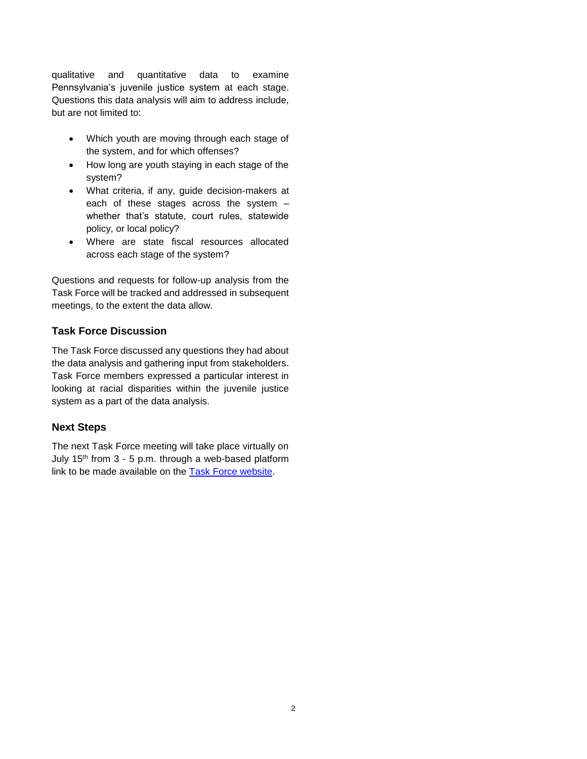qualitative and quantitative data to examine Pennsylvania's juvenile justice system at each stage. Questions this data analysis will aim to address include, but are not limited to:

- Which youth are moving through each stage of the system, and for which offenses?
- How long are youth staying in each stage of the system?
- What criteria, if any, guide decision-makers at each of these stages across the system – whether that's statute, court rules, statewide policy, or local policy?
- Where are state fiscal resources allocated across each stage of the system?

Questions and requests for follow-up analysis from the Task Force will be tracked and addressed in subsequent meetings, to the extent the data allow.

### Task Force Discussion

The Task Force discussed any questions they had about the data analysis and gathering input from stakeholders. Task Force members expressed a particular interest in looking at racial disparities within the juvenile justice system as a part of the data analysis.

### Next Steps

The next Task Force meeting will take place virtually on July 15th from 3 - 5 p.m. through a web-based platform link to be made available on the Task Force website.